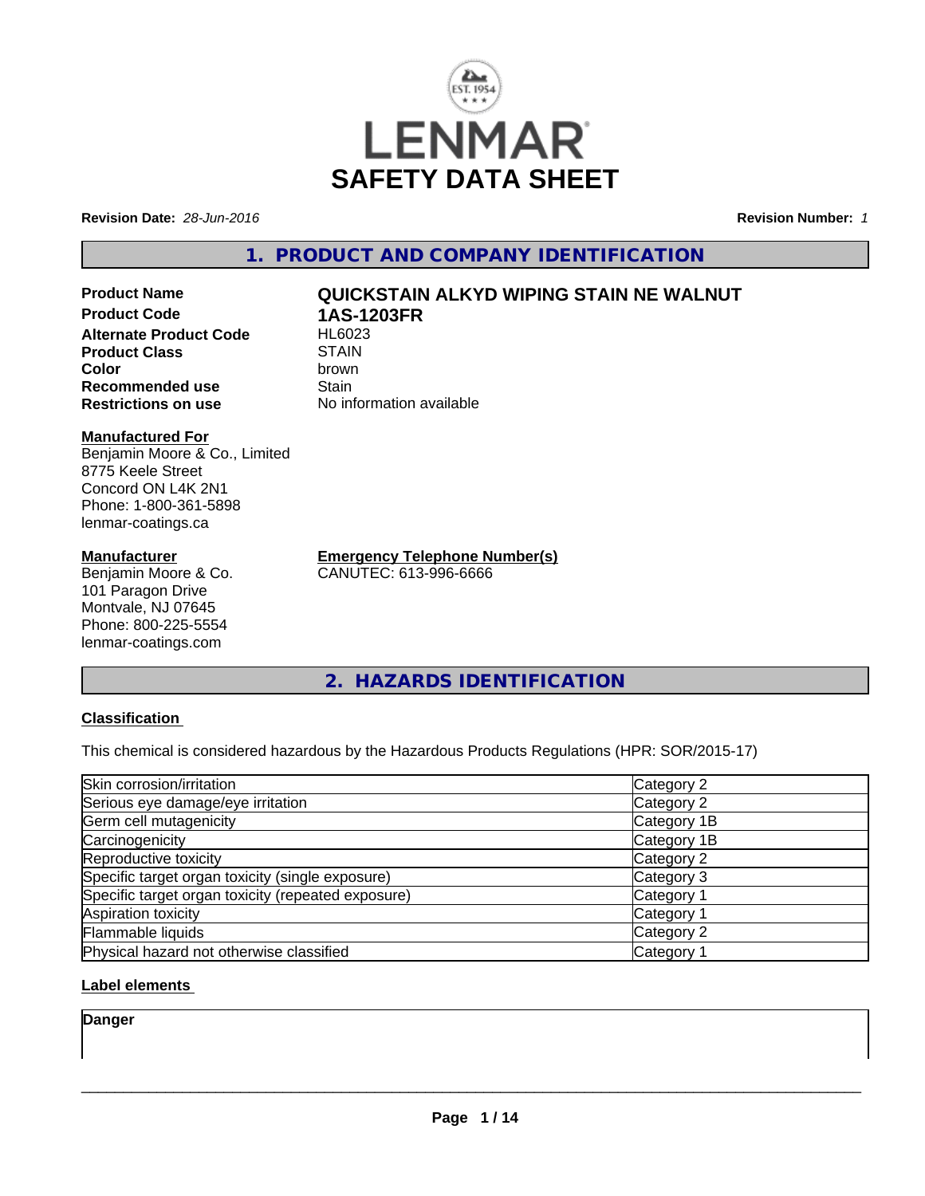# SAFETY DATA SHEET

**Revision Date:** *28-Jun-2016*

**Revision Number:** *1*

## 1. PRODUCT AND COMPANY IDENTIFICATION

| | |
|---|---|
| **Product Name** | **QUICKSTAIN ALKYD WIPING STAIN NE WALNUT** |
| **Product Code** | **1AS-1203FR** |
| **Alternate Product Code** | HL6023 |
| **Product Class** | STAIN |
| **Color** | brown |
| **Recommended use** | Stain |
| **Restrictions on use** | No information available |

**Manufactured For**
Benjamin Moore & Co., Limited
8775 Keele Street
Concord ON L4K 2N1
Phone: 1-800-361-5898
lenmar-coatings.ca

**Manufacturer**
Benjamin Moore & Co.
101 Paragon Drive
Montvale, NJ 07645
Phone: 800-225-5554
lenmar-coatings.com

**Emergency Telephone Number(s)**
CANUTEC: 613-996-6666

## 2. HAZARDS IDENTIFICATION

### Classification

This chemical is considered hazardous by the Hazardous Products Regulations (HPR: SOR/2015-17)

| | |
|---|---|
| Skin corrosion/irritation | Category 2 |
| Serious eye damage/eye irritation | Category 2 |
| Germ cell mutagenicity | Category 1B |
| Carcinogenicity | Category 1B |
| Reproductive toxicity | Category 2 |
| Specific target organ toxicity (single exposure) | Category 3 |
| Specific target organ toxicity (repeated exposure) | Category 1 |
| Aspiration toxicity | Category 1 |
| Flammable liquids | Category 2 |
| Physical hazard not otherwise classified | Category 1 |

### Label elements

**Danger**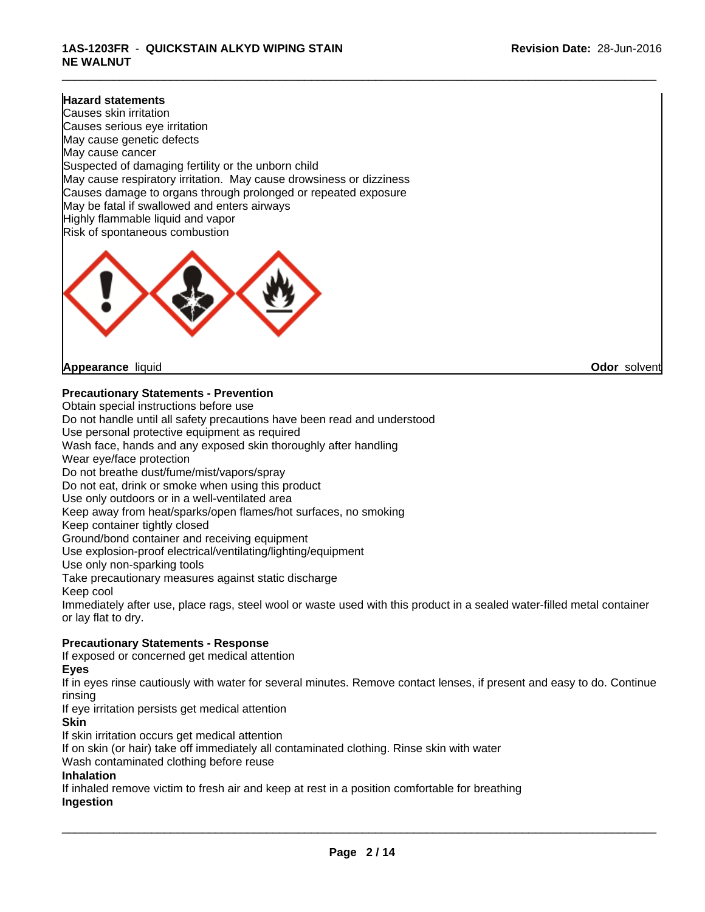**Hazard statements**

Causes skin irritation
Causes serious eye irritation
May cause genetic defects
May cause cancer
Suspected of damaging fertility or the unborn child
May cause respiratory irritation. May cause drowsiness or dizziness
Causes damage to organs through prolonged or repeated exposure
May be fatal if swallowed and enters airways
Highly flammable liquid and vapor
Risk of spontaneous combustion

**Appearance** liquid **Odor** solvent

**Precautionary Statements - Prevention**

Obtain special instructions before use
Do not handle until all safety precautions have been read and understood
Use personal protective equipment as required
Wash face, hands and any exposed skin thoroughly after handling
Wear eye/face protection
Do not breathe dust/fume/mist/vapors/spray
Do not eat, drink or smoke when using this product
Use only outdoors or in a well-ventilated area
Keep away from heat/sparks/open flames/hot surfaces, no smoking
Keep container tightly closed
Ground/bond container and receiving equipment
Use explosion-proof electrical/ventilating/lighting/equipment
Use only non-sparking tools
Take precautionary measures against static discharge
Keep cool
Immediately after use, place rags, steel wool or waste used with this product in a sealed water-filled metal container or lay flat to dry.

**Precautionary Statements - Response**

If exposed or concerned get medical attention

**Eyes**

If in eyes rinse cautiously with water for several minutes. Remove contact lenses, if present and easy to do. Continue rinsing
If eye irritation persists get medical attention

**Skin**

If skin irritation occurs get medical attention
If on skin (or hair) take off immediately all contaminated clothing. Rinse skin with water
Wash contaminated clothing before reuse

**Inhalation**

If inhaled remove victim to fresh air and keep at rest in a position comfortable for breathing

**Ingestion**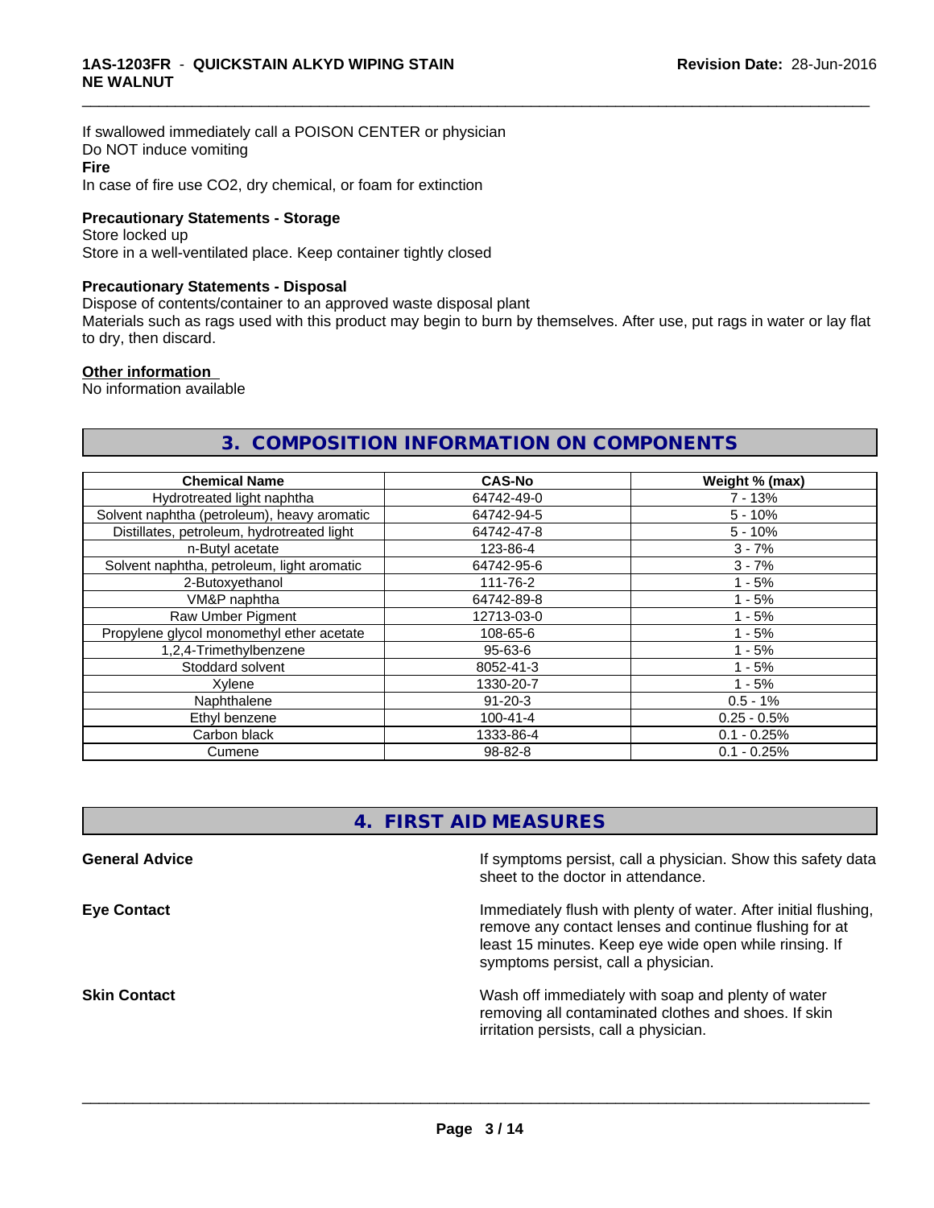If swallowed immediately call a POISON CENTER or physician
Do NOT induce vomiting

**Fire**

In case of fire use CO2, dry chemical, or foam for extinction

**Precautionary Statements - Storage**

Store locked up
Store in a well-ventilated place. Keep container tightly closed

**Precautionary Statements - Disposal**

Dispose of contents/container to an approved waste disposal plant
Materials such as rags used with this product may begin to burn by themselves. After use, put rags in water or lay flat to dry, then discard.

**Other information**

No information available

## 3. COMPOSITION INFORMATION ON COMPONENTS

| Chemical Name | CAS-No | Weight % (max) |
|---|---|---|
| Hydrotreated light naphtha | 64742-49-0 | 7 - 13% |
| Solvent naphtha (petroleum), heavy aromatic | 64742-94-5 | 5 - 10% |
| Distillates, petroleum, hydrotreated light | 64742-47-8 | 5 - 10% |
| n-Butyl acetate | 123-86-4 | 3 - 7% |
| Solvent naphtha, petroleum, light aromatic | 64742-95-6 | 3 - 7% |
| 2-Butoxyethanol | 111-76-2 | 1 - 5% |
| VM&P naphtha | 64742-89-8 | 1 - 5% |
| Raw Umber Pigment | 12713-03-0 | 1 - 5% |
| Propylene glycol monomethyl ether acetate | 108-65-6 | 1 - 5% |
| 1,2,4-Trimethylbenzene | 95-63-6 | 1 - 5% |
| Stoddard solvent | 8052-41-3 | 1 - 5% |
| Xylene | 1330-20-7 | 1 - 5% |
| Naphthalene | 91-20-3 | 0.5 - 1% |
| Ethyl benzene | 100-41-4 | 0.25 - 0.5% |
| Carbon black | 1333-86-4 | 0.1 - 0.25% |
| Cumene | 98-82-8 | 0.1 - 0.25% |

## 4. FIRST AID MEASURES

**General Advice**

If symptoms persist, call a physician. Show this safety data sheet to the doctor in attendance.

**Eye Contact**

Immediately flush with plenty of water. After initial flushing, remove any contact lenses and continue flushing for at least 15 minutes. Keep eye wide open while rinsing. If symptoms persist, call a physician.

**Skin Contact**

Wash off immediately with soap and plenty of water removing all contaminated clothes and shoes. If skin irritation persists, call a physician.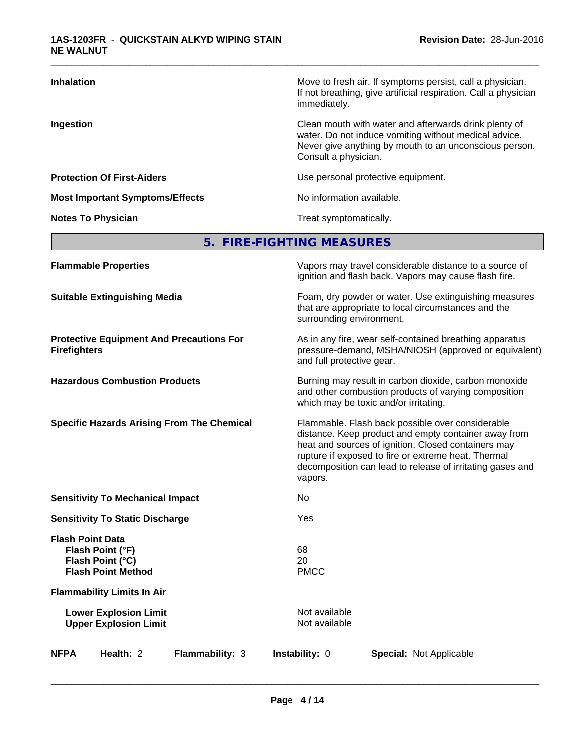| | |
|---|---|
| **Inhalation** | Move to fresh air. If symptoms persist, call a physician. If not breathing, give artificial respiration. Call a physician immediately. |
| **Ingestion** | Clean mouth with water and afterwards drink plenty of water. Do not induce vomiting without medical advice. Never give anything by mouth to an unconscious person. Consult a physician. |
| **Protection Of First-Aiders** | Use personal protective equipment. |
| **Most Important Symptoms/Effects** | No information available. |
| **Notes To Physician** | Treat symptomatically. |

## 5. FIRE-FIGHTING MEASURES

| | |
|---|---|
| **Flammable Properties** | Vapors may travel considerable distance to a source of ignition and flash back. Vapors may cause flash fire. |
| **Suitable Extinguishing Media** | Foam, dry powder or water. Use extinguishing measures that are appropriate to local circumstances and the surrounding environment. |
| **Protective Equipment And Precautions For Firefighters** | As in any fire, wear self-contained breathing apparatus pressure-demand, MSHA/NIOSH (approved or equivalent) and full protective gear. |
| **Hazardous Combustion Products** | Burning may result in carbon dioxide, carbon monoxide and other combustion products of varying composition which may be toxic and/or irritating. |
| **Specific Hazards Arising From The Chemical** | Flammable. Flash back possible over considerable distance. Keep product and empty container away from heat and sources of ignition. Closed containers may rupture if exposed to fire or extreme heat. Thermal decomposition can lead to release of irritating gases and vapors. |
| **Sensitivity To Mechanical Impact** | No |
| **Sensitivity To Static Discharge** | Yes |

**Flash Point Data**

| | |
|---|---|
| **Flash Point (°F)** | 68 |
| **Flash Point (°C)** | 20 |
| **Flash Point Method** | PMCC |

**Flammability Limits In Air**

| | |
|---|---|
| **Lower Explosion Limit** | Not available |
| **Upper Explosion Limit** | Not available |

| **NFPA** | **Health:** 2 | **Flammability:** 3 | **Instability:** 0 | **Special:** Not Applicable |
|---|---|---|---|---|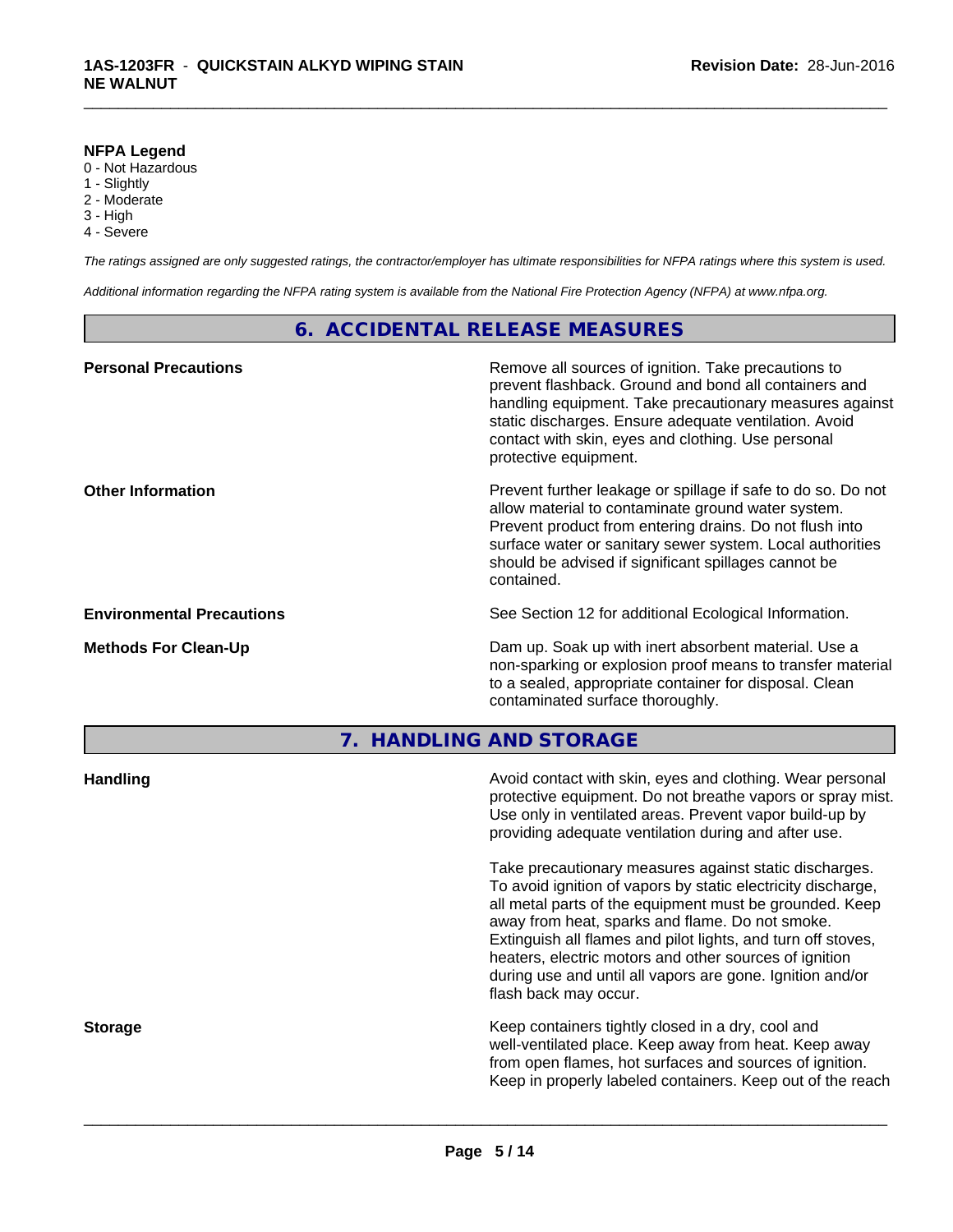**NFPA Legend**

0 - Not Hazardous
1 - Slightly
2 - Moderate
3 - High
4 - Severe

*The ratings assigned are only suggested ratings, the contractor/employer has ultimate responsibilities for NFPA ratings where this system is used.*

*Additional information regarding the NFPA rating system is available from the National Fire Protection Agency (NFPA) at www.nfpa.org.*

## 6. ACCIDENTAL RELEASE MEASURES

| | |
|---|---|
| **Personal Precautions** | Remove all sources of ignition. Take precautions to prevent flashback. Ground and bond all containers and handling equipment. Take precautionary measures against static discharges. Ensure adequate ventilation. Avoid contact with skin, eyes and clothing. Use personal protective equipment. |
| **Other Information** | Prevent further leakage or spillage if safe to do so. Do not allow material to contaminate ground water system. Prevent product from entering drains. Do not flush into surface water or sanitary sewer system. Local authorities should be advised if significant spillages cannot be contained. |
| **Environmental Precautions** | See Section 12 for additional Ecological Information. |
| **Methods For Clean-Up** | Dam up. Soak up with inert absorbent material. Use a non-sparking or explosion proof means to transfer material to a sealed, appropriate container for disposal. Clean contaminated surface thoroughly. |

## 7. HANDLING AND STORAGE

| | |
|---|---|
| **Handling** | Avoid contact with skin, eyes and clothing. Wear personal protective equipment. Do not breathe vapors or spray mist. Use only in ventilated areas. Prevent vapor build-up by providing adequate ventilation during and after use.<br><br>Take precautionary measures against static discharges. To avoid ignition of vapors by static electricity discharge, all metal parts of the equipment must be grounded. Keep away from heat, sparks and flame. Do not smoke. Extinguish all flames and pilot lights, and turn off stoves, heaters, electric motors and other sources of ignition during use and until all vapors are gone. Ignition and/or flash back may occur. |
| **Storage** | Keep containers tightly closed in a dry, cool and well-ventilated place. Keep away from heat. Keep away from open flames, hot surfaces and sources of ignition. Keep in properly labeled containers. Keep out of the reach |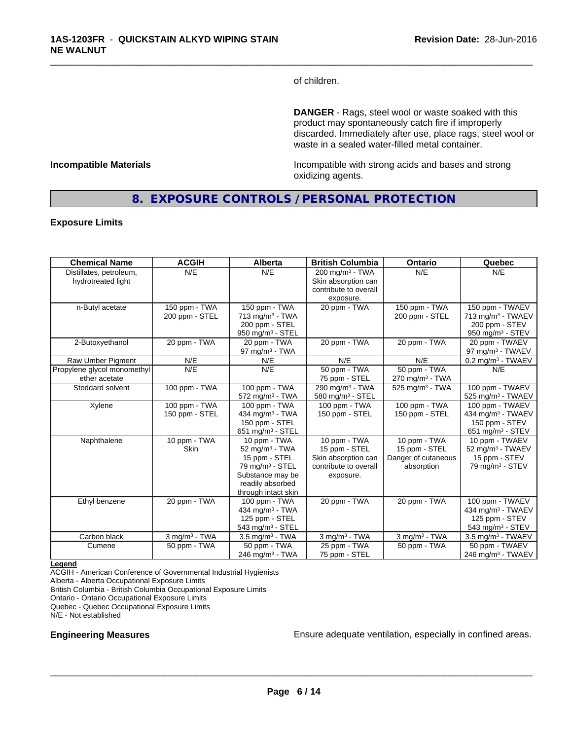of children.

**DANGER** - Rags, steel wool or waste soaked with this product may spontaneously catch fire if improperly discarded. Immediately after use, place rags, steel wool or waste in a sealed water-filled metal container.

**Incompatible Materials**

Incompatible with strong acids and bases and strong oxidizing agents.

## 8. EXPOSURE CONTROLS / PERSONAL PROTECTION

### Exposure Limits

| Chemical Name | ACGIH | Alberta | British Columbia | Ontario | Quebec |
|---|---|---|---|---|---|
| Distillates, petroleum, hydrotreated light | N/E | N/E | 200 mg/m³ - TWA<br>Skin absorption can contribute to overall exposure. | N/E | N/E |
| n-Butyl acetate | 150 ppm - TWA<br>200 ppm - STEL | 150 ppm - TWA<br>713 mg/m³ - TWA<br>200 ppm - STEL<br>950 mg/m³ - STEL | 20 ppm - TWA | 150 ppm - TWA<br>200 ppm - STEL | 150 ppm - TWAEV<br>713 mg/m³ - TWAEV<br>200 ppm - STEV<br>950 mg/m³ - STEV |
| 2-Butoxyethanol | 20 ppm - TWA | 20 ppm - TWA<br>97 mg/m³ - TWA | 20 ppm - TWA | 20 ppm - TWA | 20 ppm - TWAEV<br>97 mg/m³ - TWAEV |
| Raw Umber Pigment | N/E | N/E | N/E | N/E | 0.2 mg/m³ - TWAEV |
| Propylene glycol monomethyl ether acetate | N/E | N/E | 50 ppm - TWA<br>75 ppm - STEL | 50 ppm - TWA<br>270 mg/m³ - TWA | N/E |
| Stoddard solvent | 100 ppm - TWA | 100 ppm - TWA<br>572 mg/m³ - TWA | 290 mg/m³ - TWA<br>580 mg/m³ - STEL | 525 mg/m³ - TWA | 100 ppm - TWAEV<br>525 mg/m³ - TWAEV |
| Xylene | 100 ppm - TWA<br>150 ppm - STEL | 100 ppm - TWA<br>434 mg/m³ - TWA<br>150 ppm - STEL<br>651 mg/m³ - STEL | 100 ppm - TWA<br>150 ppm - STEL | 100 ppm - TWA<br>150 ppm - STEL | 100 ppm - TWAEV<br>434 mg/m³ - TWAEV<br>150 ppm - STEV<br>651 mg/m³ - STEV |
| Naphthalene | 10 ppm - TWA<br>Skin | 10 ppm - TWA<br>52 mg/m³ - TWA<br>15 ppm - STEL<br>79 mg/m³ - STEL<br>Substance may be readily absorbed through intact skin | 10 ppm - TWA<br>15 ppm - STEL<br>Skin absorption can contribute to overall exposure. | 10 ppm - TWA<br>15 ppm - STEL<br>Danger of cutaneous absorption | 10 ppm - TWAEV<br>52 mg/m³ - TWAEV<br>15 ppm - STEV<br>79 mg/m³ - STEV |
| Ethyl benzene | 20 ppm - TWA | 100 ppm - TWA<br>434 mg/m³ - TWA<br>125 ppm - STEL<br>543 mg/m³ - STEL | 20 ppm - TWA | 20 ppm - TWA | 100 ppm - TWAEV<br>434 mg/m³ - TWAEV<br>125 ppm - STEV<br>543 mg/m³ - STEV |
| Carbon black | 3 mg/m³ - TWA | 3.5 mg/m³ - TWA | 3 mg/m³ - TWA | 3 mg/m³ - TWA | 3.5 mg/m³ - TWAEV |
| Cumene | 50 ppm - TWA | 50 ppm - TWA<br>246 mg/m³ - TWA | 25 ppm - TWA<br>75 ppm - STEL | 50 ppm - TWA | 50 ppm - TWAEV<br>246 mg/m³ - TWAEV |

**Legend**
ACGIH - American Conference of Governmental Industrial Hygienists
Alberta - Alberta Occupational Exposure Limits
British Columbia - British Columbia Occupational Exposure Limits
Ontario - Ontario Occupational Exposure Limits
Quebec - Quebec Occupational Exposure Limits
N/E - Not established

**Engineering Measures**

Ensure adequate ventilation, especially in confined areas.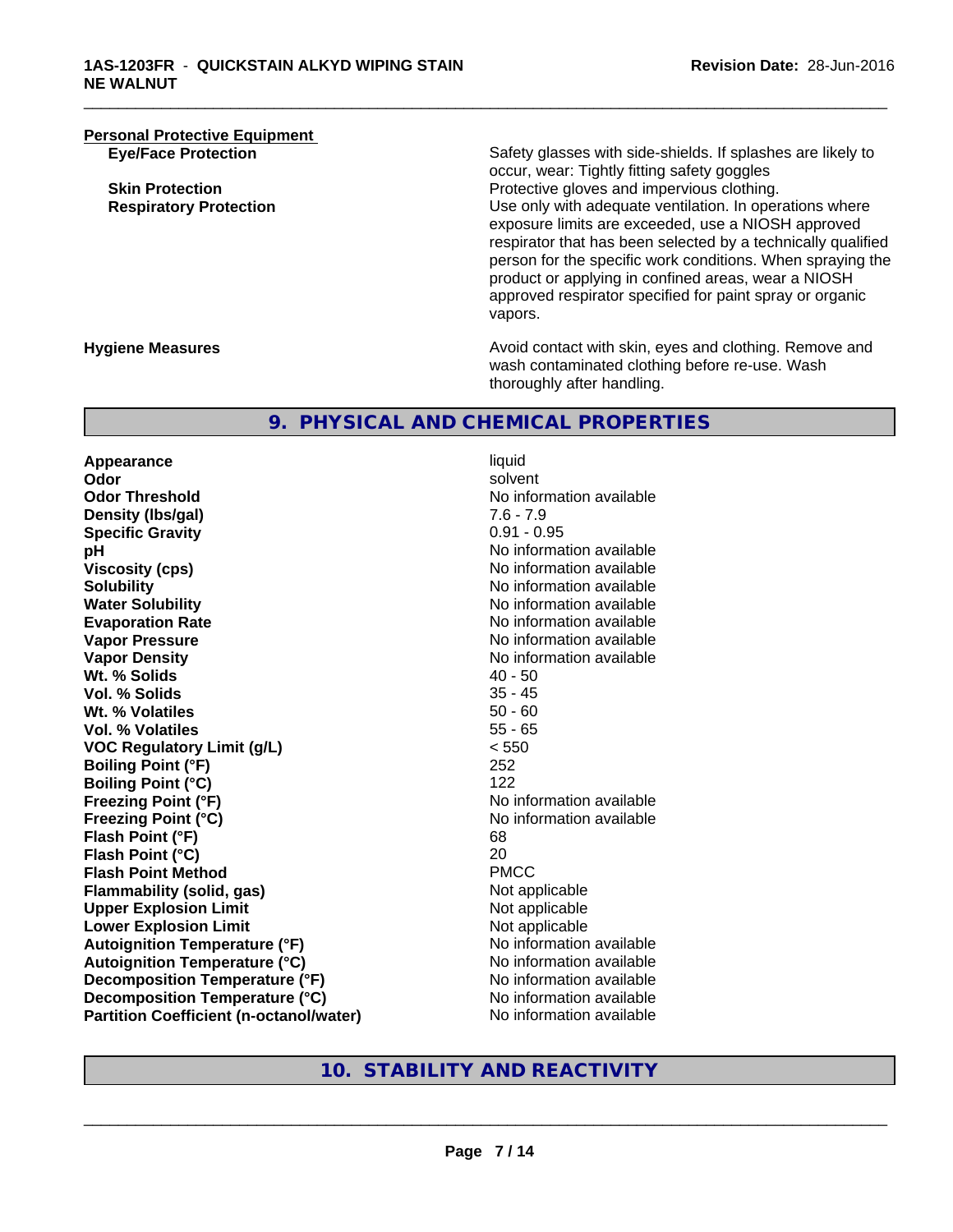**Personal Protective Equipment**

| | |
|---|---|
| **Eye/Face Protection** | Safety glasses with side-shields. If splashes are likely to occur, wear: Tightly fitting safety goggles |
| **Skin Protection** | Protective gloves and impervious clothing. |
| **Respiratory Protection** | Use only with adequate ventilation. In operations where exposure limits are exceeded, use a NIOSH approved respirator that has been selected by a technically qualified person for the specific work conditions. When spraying the product or applying in confined areas, wear a NIOSH approved respirator specified for paint spray or organic vapors. |

**Hygiene Measures** — Avoid contact with skin, eyes and clothing. Remove and wash contaminated clothing before re-use. Wash thoroughly after handling.

## 9. PHYSICAL AND CHEMICAL PROPERTIES

| | |
|---|---|
| **Appearance** | liquid |
| **Odor** | solvent |
| **Odor Threshold** | No information available |
| **Density (lbs/gal)** | 7.6 - 7.9 |
| **Specific Gravity** | 0.91 - 0.95 |
| **pH** | No information available |
| **Viscosity (cps)** | No information available |
| **Solubility** | No information available |
| **Water Solubility** | No information available |
| **Evaporation Rate** | No information available |
| **Vapor Pressure** | No information available |
| **Vapor Density** | No information available |
| **Wt. % Solids** | 40 - 50 |
| **Vol. % Solids** | 35 - 45 |
| **Wt. % Volatiles** | 50 - 60 |
| **Vol. % Volatiles** | 55 - 65 |
| **VOC Regulatory Limit (g/L)** | < 550 |
| **Boiling Point (°F)** | 252 |
| **Boiling Point (°C)** | 122 |
| **Freezing Point (°F)** | No information available |
| **Freezing Point (°C)** | No information available |
| **Flash Point (°F)** | 68 |
| **Flash Point (°C)** | 20 |
| **Flash Point Method** | PMCC |
| **Flammability (solid, gas)** | Not applicable |
| **Upper Explosion Limit** | Not applicable |
| **Lower Explosion Limit** | Not applicable |
| **Autoignition Temperature (°F)** | No information available |
| **Autoignition Temperature (°C)** | No information available |
| **Decomposition Temperature (°F)** | No information available |
| **Decomposition Temperature (°C)** | No information available |
| **Partition Coefficient (n-octanol/water)** | No information available |

## 10. STABILITY AND REACTIVITY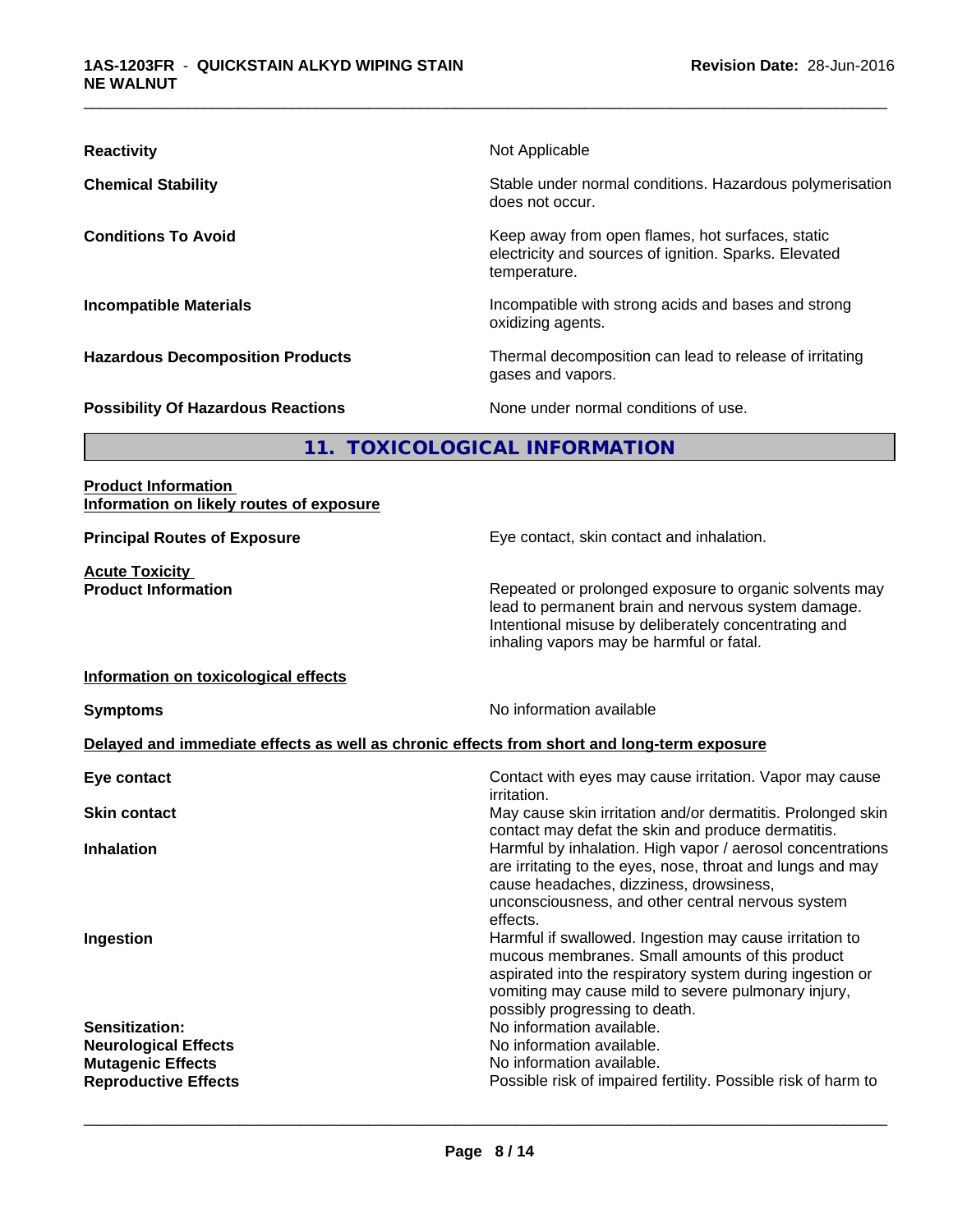| | |
|---|---|
| **Reactivity** | Not Applicable |
| **Chemical Stability** | Stable under normal conditions. Hazardous polymerisation does not occur. |
| **Conditions To Avoid** | Keep away from open flames, hot surfaces, static electricity and sources of ignition. Sparks. Elevated temperature. |
| **Incompatible Materials** | Incompatible with strong acids and bases and strong oxidizing agents. |
| **Hazardous Decomposition Products** | Thermal decomposition can lead to release of irritating gases and vapors. |
| **Possibility Of Hazardous Reactions** | None under normal conditions of use. |

## 11. TOXICOLOGICAL INFORMATION

**Product Information**
**Information on likely routes of exposure**

**Principal Routes of Exposure** — Eye contact, skin contact and inhalation.

**Acute Toxicity**
**Product Information** — Repeated or prolonged exposure to organic solvents may lead to permanent brain and nervous system damage. Intentional misuse by deliberately concentrating and inhaling vapors may be harmful or fatal.

**Information on toxicological effects**

**Symptoms** — No information available

**Delayed and immediate effects as well as chronic effects from short and long-term exposure**

| | |
|---|---|
| **Eye contact** | Contact with eyes may cause irritation. Vapor may cause irritation. |
| **Skin contact** | May cause skin irritation and/or dermatitis. Prolonged skin contact may defat the skin and produce dermatitis. |
| **Inhalation** | Harmful by inhalation. High vapor / aerosol concentrations are irritating to the eyes, nose, throat and lungs and may cause headaches, dizziness, drowsiness, unconsciousness, and other central nervous system effects. |
| **Ingestion** | Harmful if swallowed. Ingestion may cause irritation to mucous membranes. Small amounts of this product aspirated into the respiratory system during ingestion or vomiting may cause mild to severe pulmonary injury, possibly progressing to death. |
| **Sensitization:** | No information available. |
| **Neurological Effects** | No information available. |
| **Mutagenic Effects** | No information available. |
| **Reproductive Effects** | Possible risk of impaired fertility. Possible risk of harm to |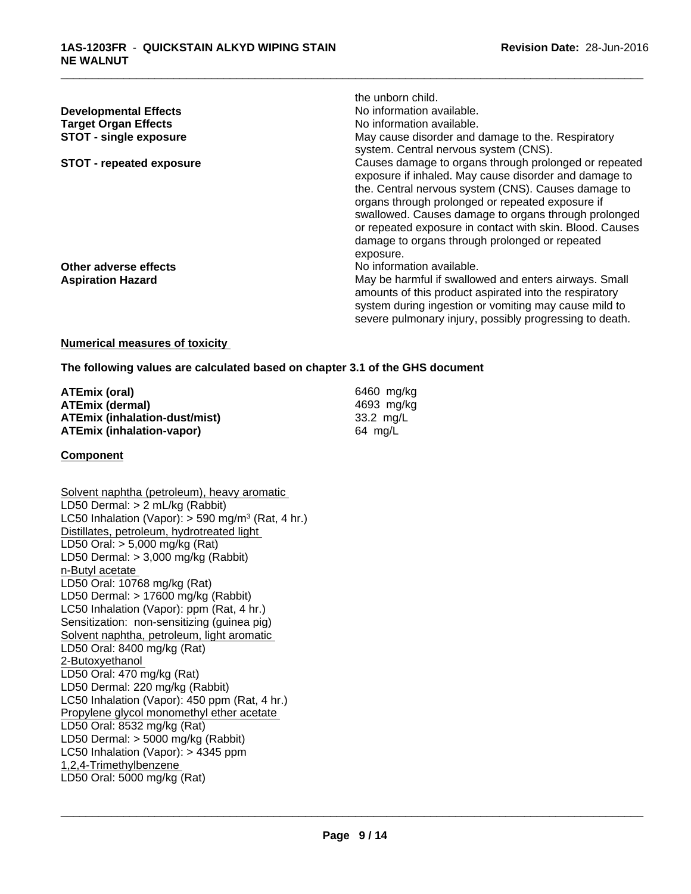the unborn child.

**Developmental Effects** No information available.

**Target Organ Effects** No information available.

**STOT - single exposure** May cause disorder and damage to the. Respiratory system. Central nervous system (CNS).

**STOT - repeated exposure** Causes damage to organs through prolonged or repeated exposure if inhaled. May cause disorder and damage to the. Central nervous system (CNS). Causes damage to organs through prolonged or repeated exposure if swallowed. Causes damage to organs through prolonged or repeated exposure in contact with skin. Blood. Causes damage to organs through prolonged or repeated exposure.

**Other adverse effects** No information available.

**Aspiration Hazard** May be harmful if swallowed and enters airways. Small amounts of this product aspirated into the respiratory system during ingestion or vomiting may cause mild to severe pulmonary injury, possibly progressing to death.

**Numerical measures of toxicity**

**The following values are calculated based on chapter 3.1 of the GHS document**

| | |
|---|---|
| **ATEmix (oral)** | 6460 mg/kg |
| **ATEmix (dermal)** | 4693 mg/kg |
| **ATEmix (inhalation-dust/mist)** | 33.2 mg/L |
| **ATEmix (inhalation-vapor)** | 64 mg/L |

**Component**

Solvent naphtha (petroleum), heavy aromatic
LD50 Dermal: > 2 mL/kg (Rabbit)
LC50 Inhalation (Vapor): > 590 mg/m³ (Rat, 4 hr.)
Distillates, petroleum, hydrotreated light
LD50 Oral: > 5,000 mg/kg (Rat)
LD50 Dermal: > 3,000 mg/kg (Rabbit)
n-Butyl acetate
LD50 Oral: 10768 mg/kg (Rat)
LD50 Dermal: > 17600 mg/kg (Rabbit)
LC50 Inhalation (Vapor): ppm (Rat, 4 hr.)
Sensitization: non-sensitizing (guinea pig)
Solvent naphtha, petroleum, light aromatic
LD50 Oral: 8400 mg/kg (Rat)
2-Butoxyethanol
LD50 Oral: 470 mg/kg (Rat)
LD50 Dermal: 220 mg/kg (Rabbit)
LC50 Inhalation (Vapor): 450 ppm (Rat, 4 hr.)
Propylene glycol monomethyl ether acetate
LD50 Oral: 8532 mg/kg (Rat)
LD50 Dermal: > 5000 mg/kg (Rabbit)
LC50 Inhalation (Vapor): > 4345 ppm
1,2,4-Trimethylbenzene
LD50 Oral: 5000 mg/kg (Rat)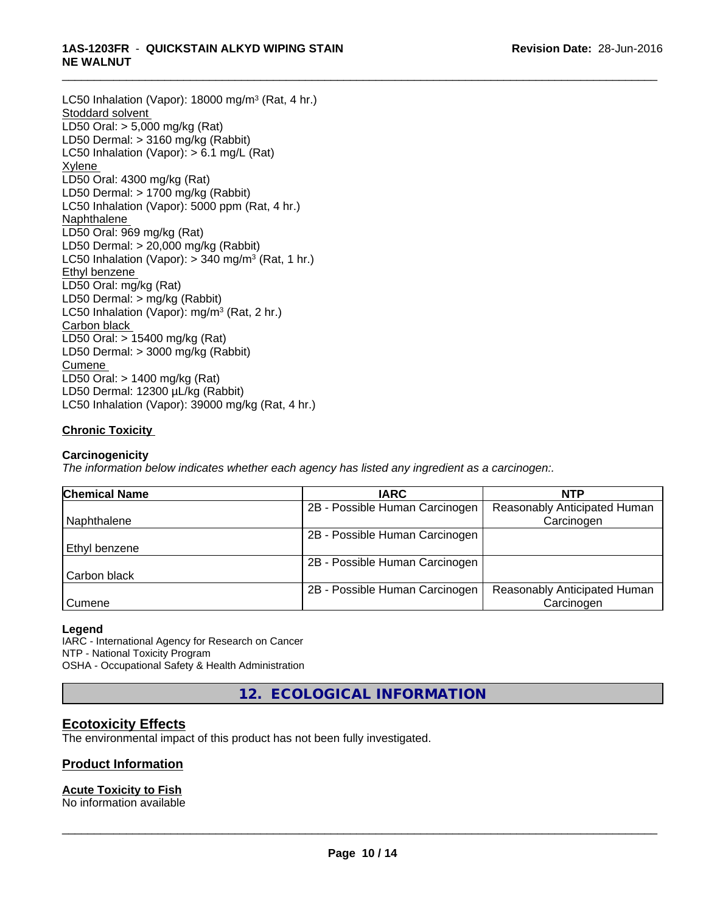LC50 Inhalation (Vapor): 18000 mg/m³ (Rat, 4 hr.)
Stoddard solvent
LD50 Oral: > 5,000 mg/kg (Rat)
LD50 Dermal: > 3160 mg/kg (Rabbit)
LC50 Inhalation (Vapor): > 6.1 mg/L (Rat)
Xylene
LD50 Oral: 4300 mg/kg (Rat)
LD50 Dermal: > 1700 mg/kg (Rabbit)
LC50 Inhalation (Vapor): 5000 ppm (Rat, 4 hr.)
Naphthalene
LD50 Oral: 969 mg/kg (Rat)
LD50 Dermal: > 20,000 mg/kg (Rabbit)
LC50 Inhalation (Vapor): > 340 mg/m³ (Rat, 1 hr.)
Ethyl benzene
LD50 Oral: mg/kg (Rat)
LD50 Dermal: > mg/kg (Rabbit)
LC50 Inhalation (Vapor): mg/m³ (Rat, 2 hr.)
Carbon black
LD50 Oral: > 15400 mg/kg (Rat)
LD50 Dermal: > 3000 mg/kg (Rabbit)
Cumene
LD50 Oral: > 1400 mg/kg (Rat)
LD50 Dermal: 12300 µL/kg (Rabbit)
LC50 Inhalation (Vapor): 39000 mg/kg (Rat, 4 hr.)

### Chronic Toxicity

**Carcinogenicity**

*The information below indicates whether each agency has listed any ingredient as a carcinogen:.*

| Chemical Name | IARC | NTP |
|---|---|---|
| Naphthalene | 2B - Possible Human Carcinogen | Reasonably Anticipated Human Carcinogen |
| Ethyl benzene | 2B - Possible Human Carcinogen | |
| Carbon black | 2B - Possible Human Carcinogen | |
| Cumene | 2B - Possible Human Carcinogen | Reasonably Anticipated Human Carcinogen |

**Legend**

IARC - International Agency for Research on Cancer
NTP - National Toxicity Program
OSHA - Occupational Safety & Health Administration

## 12. ECOLOGICAL INFORMATION

### Ecotoxicity Effects

The environmental impact of this product has not been fully investigated.

### Product Information

**Acute Toxicity to Fish**

No information available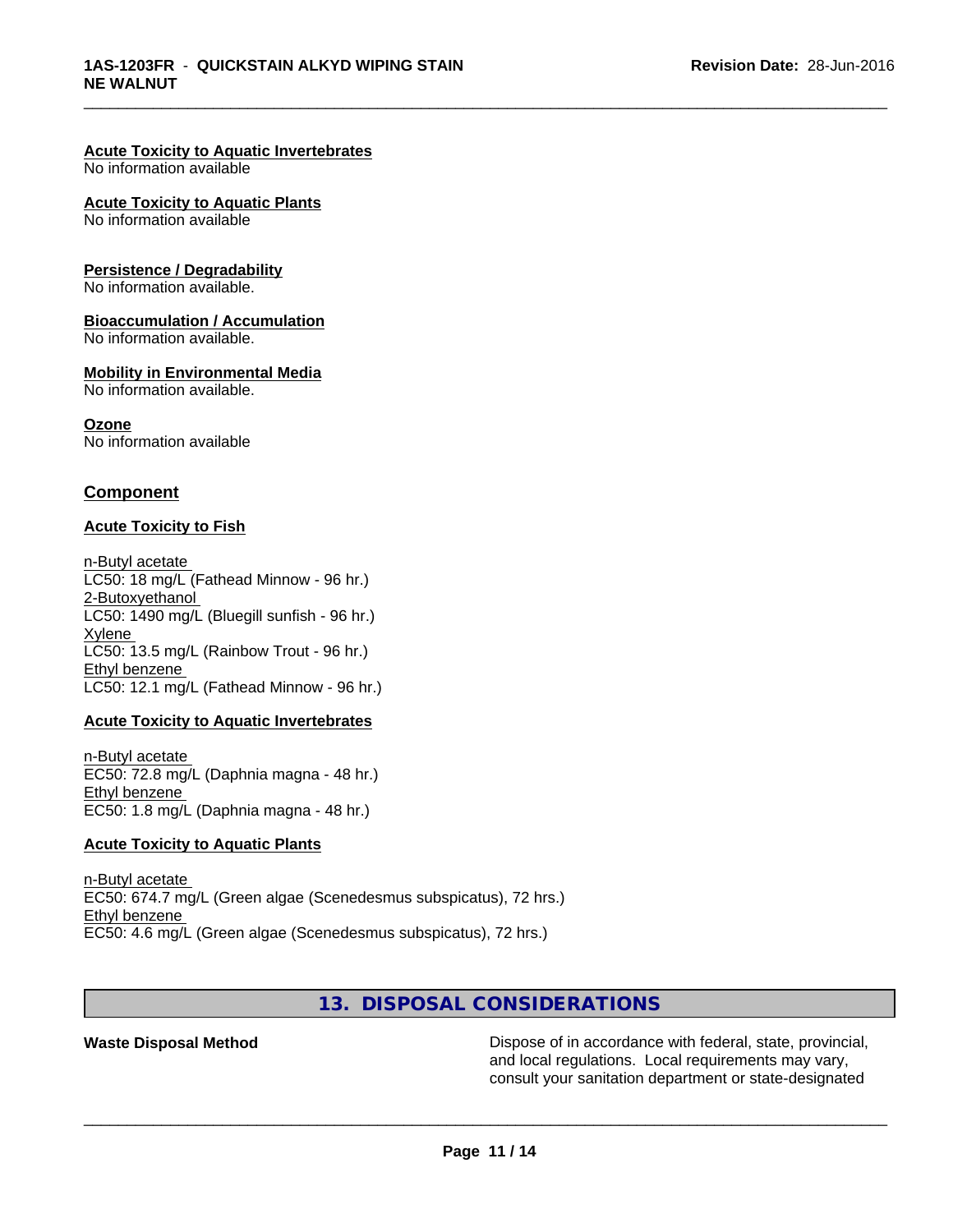**Acute Toxicity to Aquatic Invertebrates**
No information available

**Acute Toxicity to Aquatic Plants**
No information available

**Persistence / Degradability**
No information available.

**Bioaccumulation / Accumulation**
No information available.

**Mobility in Environmental Media**
No information available.

**Ozone**
No information available

## Component

**Acute Toxicity to Fish**

n-Butyl acetate
LC50: 18 mg/L (Fathead Minnow - 96 hr.)
2-Butoxyethanol
LC50: 1490 mg/L (Bluegill sunfish - 96 hr.)
Xylene
LC50: 13.5 mg/L (Rainbow Trout - 96 hr.)
Ethyl benzene
LC50: 12.1 mg/L (Fathead Minnow - 96 hr.)

**Acute Toxicity to Aquatic Invertebrates**

n-Butyl acetate
EC50: 72.8 mg/L (Daphnia magna - 48 hr.)
Ethyl benzene
EC50: 1.8 mg/L (Daphnia magna - 48 hr.)

**Acute Toxicity to Aquatic Plants**

n-Butyl acetate
EC50: 674.7 mg/L (Green algae (Scenedesmus subspicatus), 72 hrs.)
Ethyl benzene
EC50: 4.6 mg/L (Green algae (Scenedesmus subspicatus), 72 hrs.)

## 13. DISPOSAL CONSIDERATIONS

**Waste Disposal Method** Dispose of in accordance with federal, state, provincial, and local regulations. Local requirements may vary, consult your sanitation department or state-designated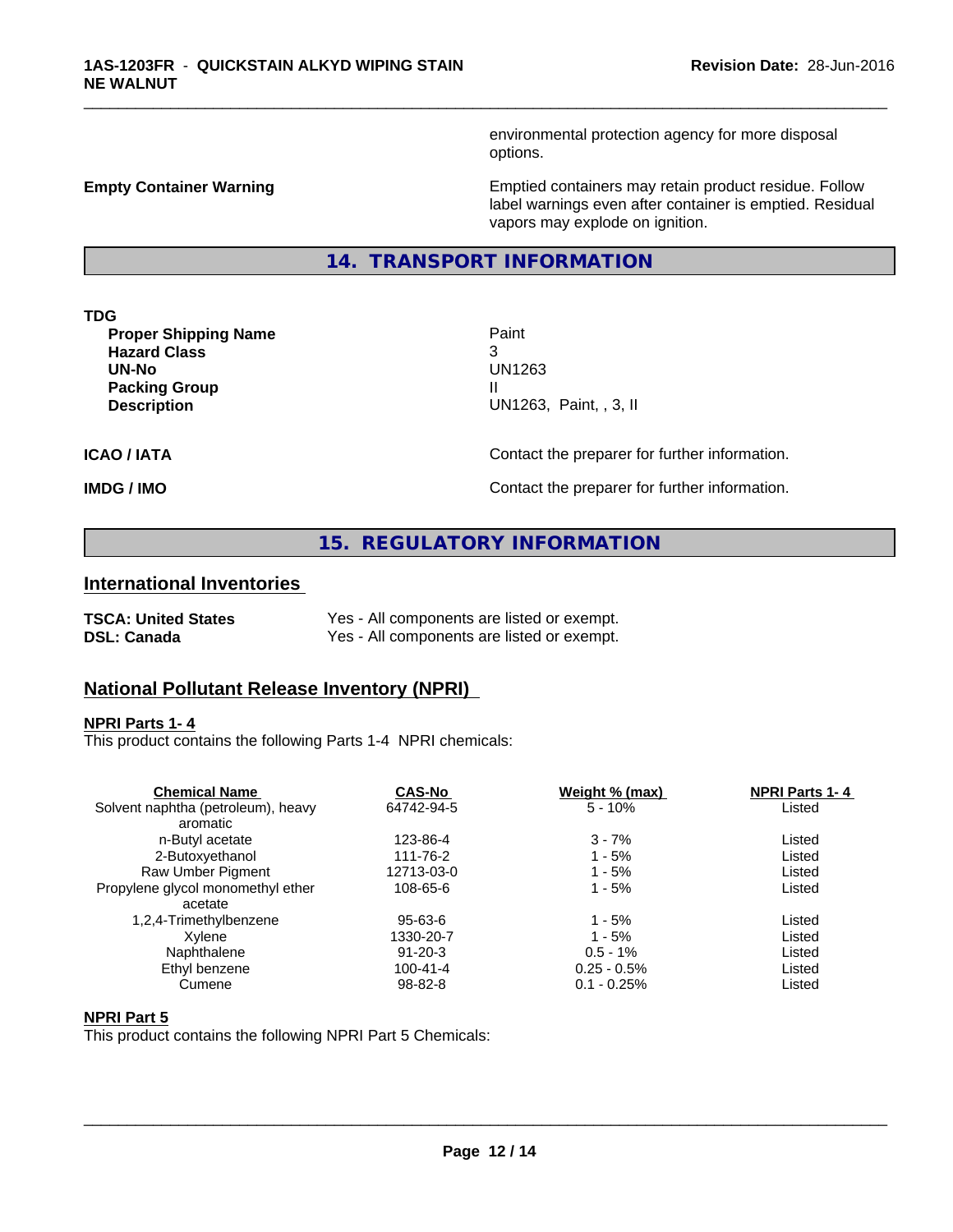environmental protection agency for more disposal options.

**Empty Container Warning**

Emptied containers may retain product residue. Follow label warnings even after container is emptied. Residual vapors may explode on ignition.

## 14. TRANSPORT INFORMATION

**TDG**

| | |
|---|---|
| **Proper Shipping Name** | Paint |
| **Hazard Class** | 3 |
| **UN-No** | UN1263 |
| **Packing Group** | II |
| **Description** | UN1263, Paint, , 3, II |

**ICAO / IATA** — Contact the preparer for further information.

**IMDG / IMO** — Contact the preparer for further information.

## 15. REGULATORY INFORMATION

### International Inventories

| | |
|---|---|
| **TSCA: United States** | Yes - All components are listed or exempt. |
| **DSL: Canada** | Yes - All components are listed or exempt. |

### National Pollutant Release Inventory (NPRI)

**NPRI Parts 1- 4**

This product contains the following Parts 1-4 NPRI chemicals:

| Chemical Name | CAS-No | Weight % (max) | NPRI Parts 1- 4 |
|---|---|---|---|
| Solvent naphtha (petroleum), heavy aromatic | 64742-94-5 | 5 - 10% | Listed |
| n-Butyl acetate | 123-86-4 | 3 - 7% | Listed |
| 2-Butoxyethanol | 111-76-2 | 1 - 5% | Listed |
| Raw Umber Pigment | 12713-03-0 | 1 - 5% | Listed |
| Propylene glycol monomethyl ether acetate | 108-65-6 | 1 - 5% | Listed |
| 1,2,4-Trimethylbenzene | 95-63-6 | 1 - 5% | Listed |
| Xylene | 1330-20-7 | 1 - 5% | Listed |
| Naphthalene | 91-20-3 | 0.5 - 1% | Listed |
| Ethyl benzene | 100-41-4 | 0.25 - 0.5% | Listed |
| Cumene | 98-82-8 | 0.1 - 0.25% | Listed |

**NPRI Part 5**

This product contains the following NPRI Part 5 Chemicals: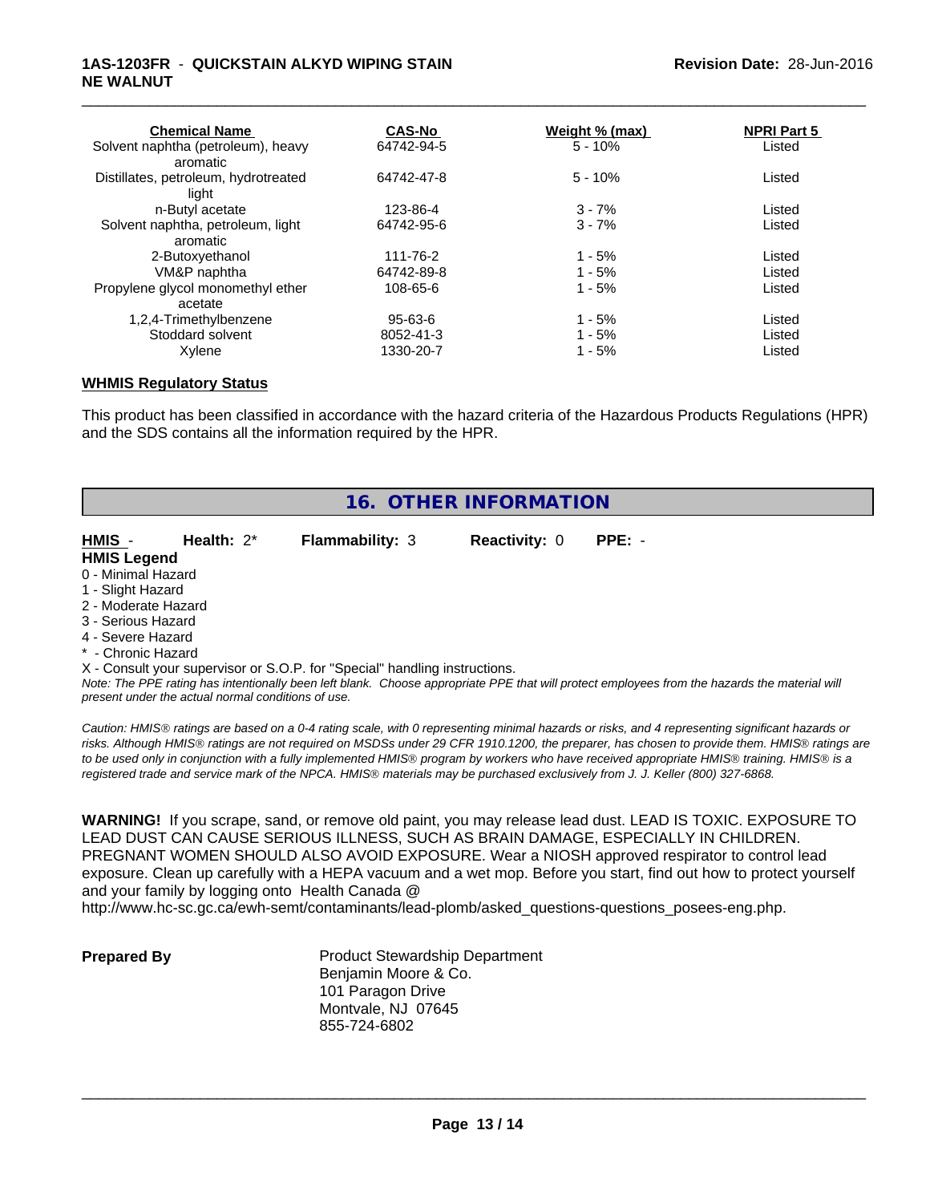| Chemical Name | CAS-No | Weight % (max) | NPRI Part 5 |
| --- | --- | --- | --- |
| Solvent naphtha (petroleum), heavy aromatic | 64742-94-5 | 5 - 10% | Listed |
| Distillates, petroleum, hydrotreated light | 64742-47-8 | 5 - 10% | Listed |
| n-Butyl acetate | 123-86-4 | 3 - 7% | Listed |
| Solvent naphtha, petroleum, light aromatic | 64742-95-6 | 3 - 7% | Listed |
| 2-Butoxyethanol | 111-76-2 | 1 - 5% | Listed |
| VM&P naphtha | 64742-89-8 | 1 - 5% | Listed |
| Propylene glycol monomethyl ether acetate | 108-65-6 | 1 - 5% | Listed |
| 1,2,4-Trimethylbenzene | 95-63-6 | 1 - 5% | Listed |
| Stoddard solvent | 8052-41-3 | 1 - 5% | Listed |
| Xylene | 1330-20-7 | 1 - 5% | Listed |

**WHMIS Regulatory Status**

This product has been classified in accordance with the hazard criteria of the Hazardous Products Regulations (HPR) and the SDS contains all the information required by the HPR.

## 16. OTHER INFORMATION

**HMIS** - **Health:** 2* **Flammability:** 3 **Reactivity:** 0 **PPE:** -

**HMIS Legend**

0 - Minimal Hazard
1 - Slight Hazard
2 - Moderate Hazard
3 - Serious Hazard
4 - Severe Hazard
* - Chronic Hazard
X - Consult your supervisor or S.O.P. for "Special" handling instructions.

*Note: The PPE rating has intentionally been left blank. Choose appropriate PPE that will protect employees from the hazards the material will present under the actual normal conditions of use.*

*Caution: HMIS® ratings are based on a 0-4 rating scale, with 0 representing minimal hazards or risks, and 4 representing significant hazards or risks. Although HMIS® ratings are not required on MSDSs under 29 CFR 1910.1200, the preparer, has chosen to provide them. HMIS® ratings are to be used only in conjunction with a fully implemented HMIS® program by workers who have received appropriate HMIS® training. HMIS® is a registered trade and service mark of the NPCA. HMIS® materials may be purchased exclusively from J. J. Keller (800) 327-6868.*

**WARNING!** If you scrape, sand, or remove old paint, you may release lead dust. LEAD IS TOXIC. EXPOSURE TO LEAD DUST CAN CAUSE SERIOUS ILLNESS, SUCH AS BRAIN DAMAGE, ESPECIALLY IN CHILDREN. PREGNANT WOMEN SHOULD ALSO AVOID EXPOSURE. Wear a NIOSH approved respirator to control lead exposure. Clean up carefully with a HEPA vacuum and a wet mop. Before you start, find out how to protect yourself and your family by logging onto Health Canada @ http://www.hc-sc.gc.ca/ewh-semt/contaminants/lead-plomb/asked_questions-questions_posees-eng.php.

**Prepared By**

Product Stewardship Department
Benjamin Moore & Co.
101 Paragon Drive
Montvale, NJ 07645
855-724-6802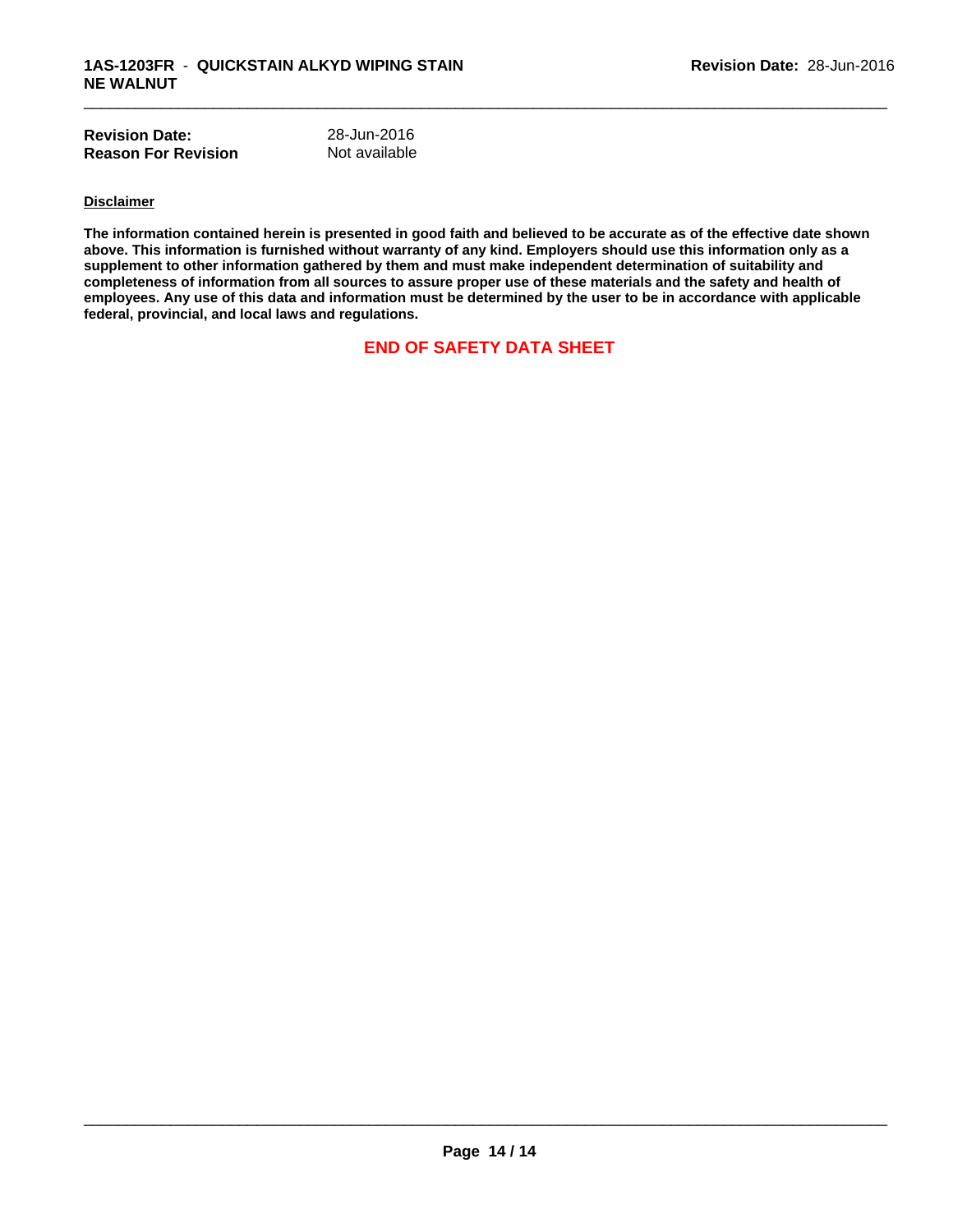**Revision Date:** 28-Jun-2016
**Reason For Revision** Not available

**Disclaimer**

**The information contained herein is presented in good faith and believed to be accurate as of the effective date shown above. This information is furnished without warranty of any kind. Employers should use this information only as a supplement to other information gathered by them and must make independent determination of suitability and completeness of information from all sources to assure proper use of these materials and the safety and health of employees. Any use of this data and information must be determined by the user to be in accordance with applicable federal, provincial, and local laws and regulations.**

**END OF SAFETY DATA SHEET**